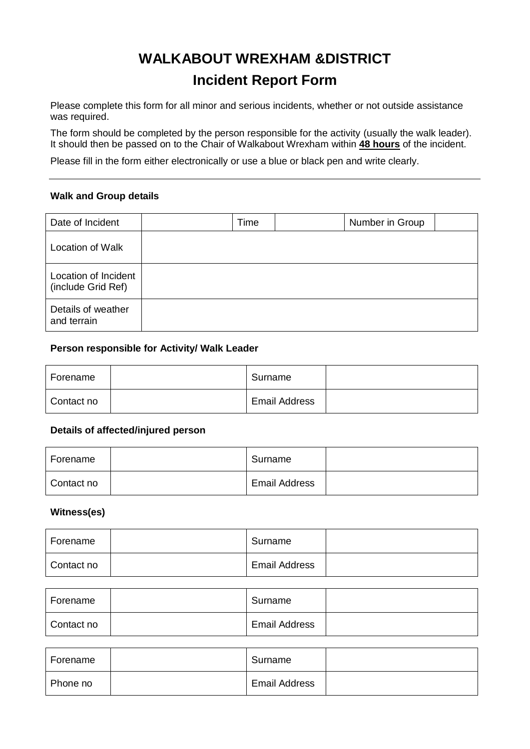# WALKABOUT WREXHAM &DISTRICT

## Incident Report Form

Please complete this form for all minor and serious incidents, whether or not outside assistance was required.

The form should be completed by the person responsible for the activity (usually the walk leader). It should then be passed on to the Chair of Walkabout Wrexham within **48 hours** of the incident.

Please fill in the form either electronically or use a blue or black pen and write clearly.

---

**Walk and Group details**

| Date of Incident | | Time | | Number in Group | |
|---|---|---|---|---|---|
| Location of Walk | | | | | |
| Location of Incident (include Grid Ref) | | | | | |
| Details of weather and terrain | | | | | |

**Person responsible for Activity/ Walk Leader**

| Forename | | Surname | |
|---|---|---|---|
| Contact no | | Email Address | |

**Details of affected/injured person**

| Forename | | Surname | |
|---|---|---|---|
| Contact no | | Email Address | |

**Witness(es)**

| Forename | | Surname | |
|---|---|---|---|
| Contact no | | Email Address | |

| Forename | | Surname | |
|---|---|---|---|
| Contact no | | Email Address | |

| Forename | | Surname | |
|---|---|---|---|
| Phone no | | Email Address | |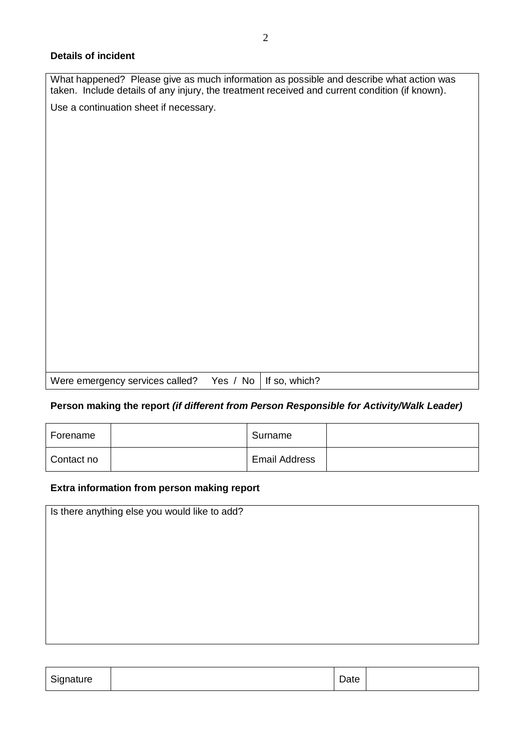**Details of incident**

What happened? Please give as much information as possible and describe what action was taken. Include details of any injury, the treatment received and current condition (if known).

Use a continuation sheet if necessary.

| | |
|---|---|
| Were emergency services called? Yes / No | If so, which? |

**Person making the report *(if different from Person Responsible for Activity/Walk Leader)***

| | | | |
|---|---|---|---|
| Forename | | Surname | |
| Contact no | | Email Address | |

**Extra information from person making report**

Is there anything else you would like to add?

| | | | |
|---|---|---|---|
| Signature | | Date | |